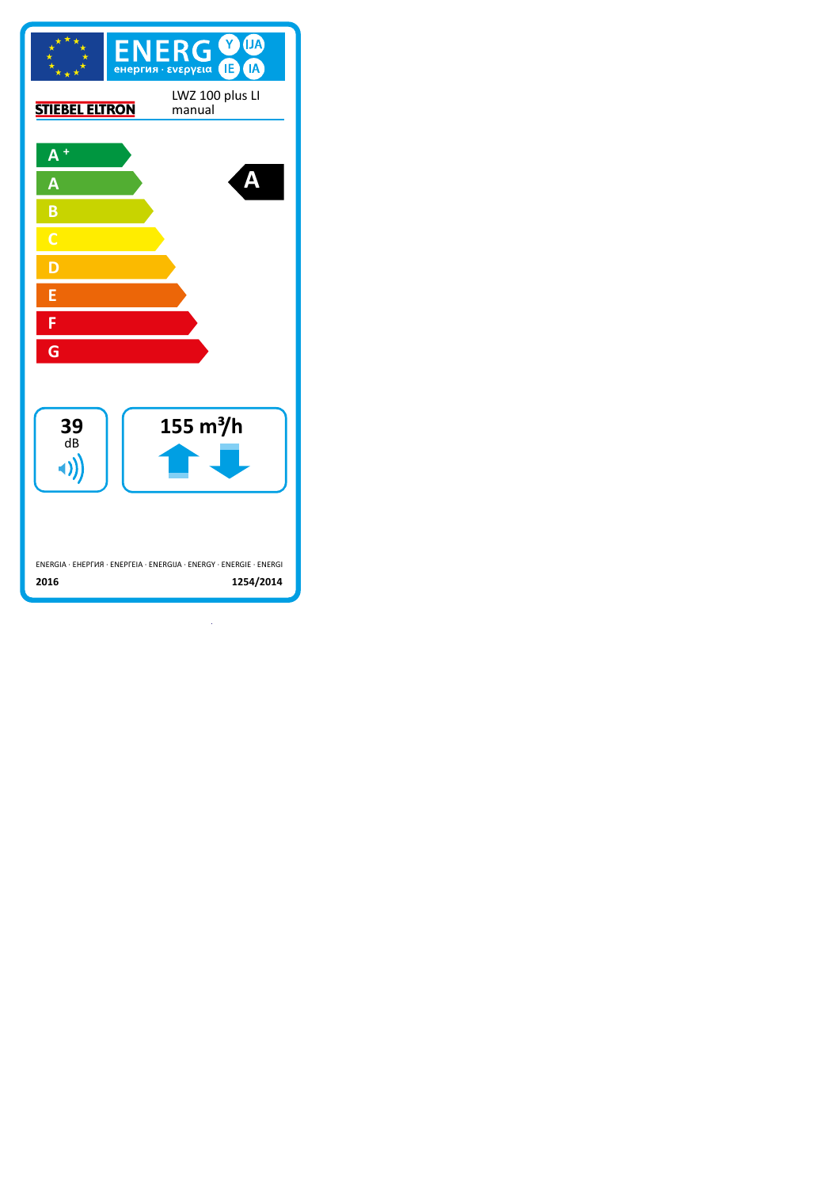ENERG Y IJA IE IA

енергия · ενεργεια

STIEBEL ELTRON

LWZ 100 plus LI
manual

- A+
- A
- B
- C
- D
- E
- F
- G

**A**

39 dB

155 m³/h

ENERGIA · ЕНЕРГИЯ · ΕΝΕΡΓΕΙΑ · ENERGIJA · ENERGY · ENERGIE · ENERGI

2016 1254/2014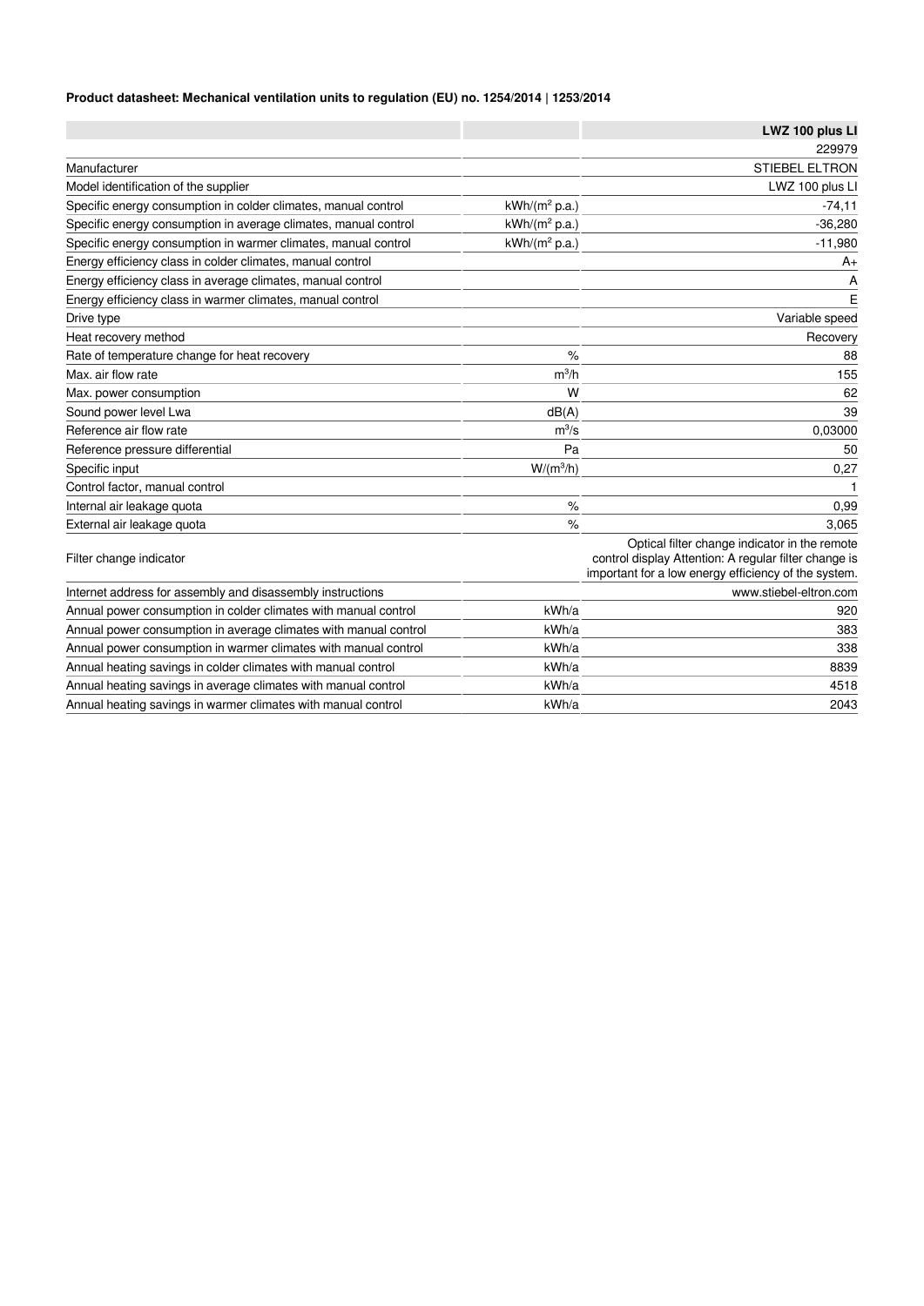**Product datasheet: Mechanical ventilation units to regulation (EU) no. 1254/2014 | 1253/2014**

| | | LWZ 100 plus LI |
|---|---|---|
| | | 229979 |
| Manufacturer | | STIEBEL ELTRON |
| Model identification of the supplier | | LWZ 100 plus LI |
| Specific energy consumption in colder climates, manual control | kWh/(m² p.a.) | -74,11 |
| Specific energy consumption in average climates, manual control | kWh/(m² p.a.) | -36,280 |
| Specific energy consumption in warmer climates, manual control | kWh/(m² p.a.) | -11,980 |
| Energy efficiency class in colder climates, manual control | | A+ |
| Energy efficiency class in average climates, manual control | | A |
| Energy efficiency class in warmer climates, manual control | | E |
| Drive type | | Variable speed |
| Heat recovery method | | Recovery |
| Rate of temperature change for heat recovery | % | 88 |
| Max. air flow rate | m³/h | 155 |
| Max. power consumption | W | 62 |
| Sound power level Lwa | dB(A) | 39 |
| Reference air flow rate | m³/s | 0,03000 |
| Reference pressure differential | Pa | 50 |
| Specific input | W/(m³/h) | 0,27 |
| Control factor, manual control | | 1 |
| Internal air leakage quota | % | 0,99 |
| External air leakage quota | % | 3,065 |
| Filter change indicator | | Optical filter change indicator in the remote control display Attention: A regular filter change is important for a low energy efficiency of the system. |
| Internet address for assembly and disassembly instructions | | www.stiebel-eltron.com |
| Annual power consumption in colder climates with manual control | kWh/a | 920 |
| Annual power consumption in average climates with manual control | kWh/a | 383 |
| Annual power consumption in warmer climates with manual control | kWh/a | 338 |
| Annual heating savings in colder climates with manual control | kWh/a | 8839 |
| Annual heating savings in average climates with manual control | kWh/a | 4518 |
| Annual heating savings in warmer climates with manual control | kWh/a | 2043 |